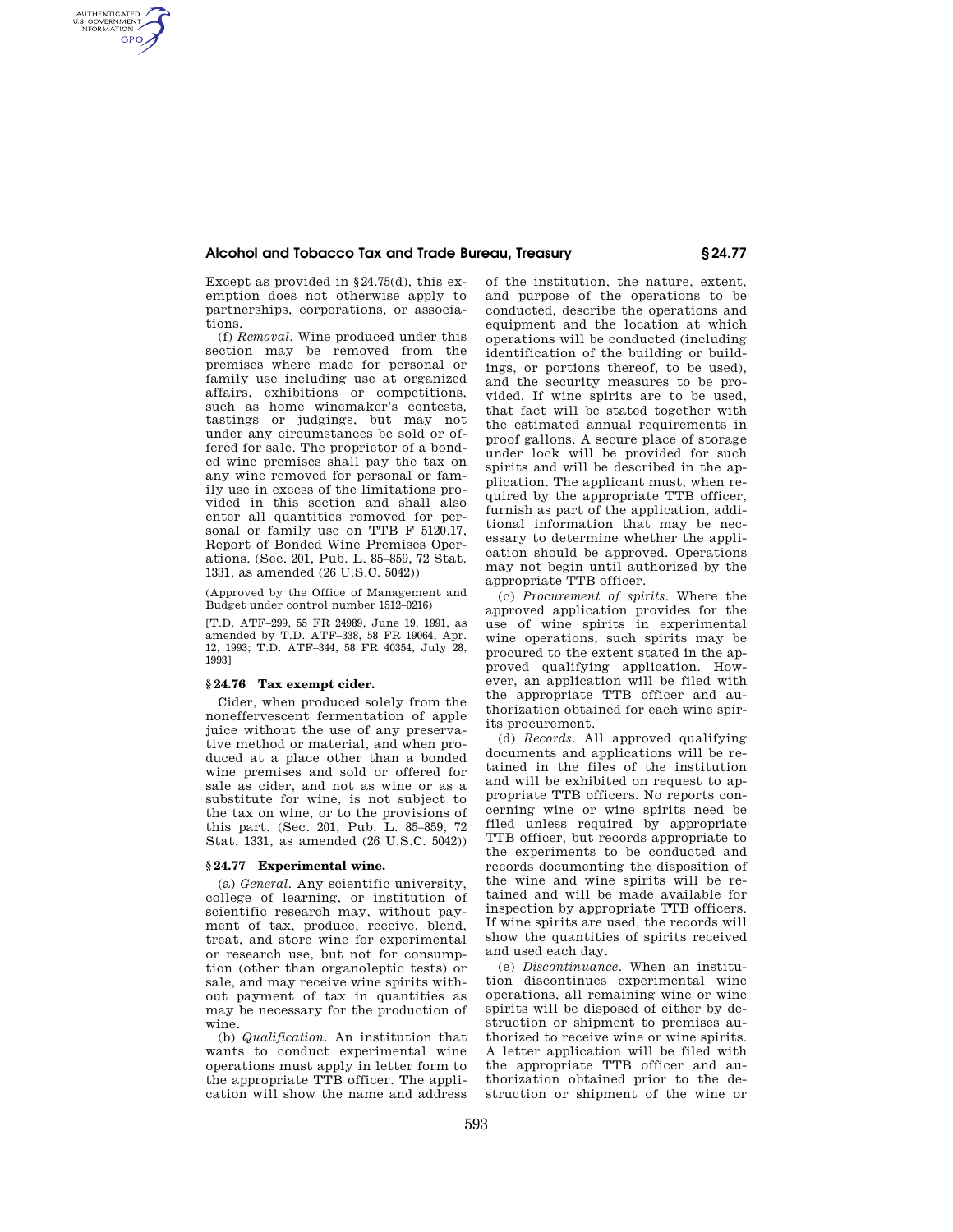Except as provided in §24.75(d), this exemption does not otherwise apply to partnerships, corporations, or associations.

(f) *Removal.* Wine produced under this section may be removed from the premises where made for personal or family use including use at organized affairs, exhibitions or competitions, such as home winemaker's contests, tastings or judgings, but may not under any circumstances be sold or offered for sale. The proprietor of a bonded wine premises shall pay the tax on any wine removed for personal or family use in excess of the limitations provided in this section and shall also enter all quantities removed for personal or family use on TTB F 5120.17, Report of Bonded Wine Premises Operations. (Sec. 201, Pub. L. 85–859, 72 Stat. 1331, as amended (26 U.S.C. 5042))

(Approved by the Office of Management and Budget under control number 1512–0216)

[T.D. ATF–299, 55 FR 24989, June 19, 1991, as amended by T.D. ATF–338, 58 FR 19064, Apr. 12, 1993; T.D. ATF–344, 58 FR 40354, July 28, 1993]

### §24.76 Tax exempt cider.

Cider, when produced solely from the noneffervescent fermentation of apple juice without the use of any preservative method or material, and when produced at a place other than a bonded wine premises and sold or offered for sale as cider, and not as wine or as a substitute for wine, is not subject to the tax on wine, or to the provisions of this part. (Sec. 201, Pub. L. 85–859, 72 Stat. 1331, as amended (26 U.S.C. 5042))

### §24.77 Experimental wine.

(a) *General.* Any scientific university, college of learning, or institution of scientific research may, without payment of tax, produce, receive, blend, treat, and store wine for experimental or research use, but not for consumption (other than organoleptic tests) or sale, and may receive wine spirits without payment of tax in quantities as may be necessary for the production of wine.

(b) *Qualification.* An institution that wants to conduct experimental wine operations must apply in letter form to the appropriate TTB officer. The application will show the name and address of the institution, the nature, extent, and purpose of the operations to be conducted, describe the operations and equipment and the location at which operations will be conducted (including identification of the building or buildings, or portions thereof, to be used), and the security measures to be provided. If wine spirits are to be used, that fact will be stated together with the estimated annual requirements in proof gallons. A secure place of storage under lock will be provided for such spirits and will be described in the application. The applicant must, when required by the appropriate TTB officer, furnish as part of the application, additional information that may be necessary to determine whether the application should be approved. Operations may not begin until authorized by the appropriate TTB officer.

(c) *Procurement of spirits.* Where the approved application provides for the use of wine spirits in experimental wine operations, such spirits may be procured to the extent stated in the approved qualifying application. However, an application will be filed with the appropriate TTB officer and authorization obtained for each wine spirits procurement.

(d) *Records.* All approved qualifying documents and applications will be retained in the files of the institution and will be exhibited on request to appropriate TTB officers. No reports concerning wine or wine spirits need be filed unless required by appropriate TTB officer, but records appropriate to the experiments to be conducted and records documenting the disposition of the wine and wine spirits will be retained and will be made available for inspection by appropriate TTB officers. If wine spirits are used, the records will show the quantities of spirits received and used each day.

(e) *Discontinuance.* When an institution discontinues experimental wine operations, all remaining wine or wine spirits will be disposed of either by destruction or shipment to premises authorized to receive wine or wine spirits. A letter application will be filed with the appropriate TTB officer and authorization obtained prior to the destruction or shipment of the wine or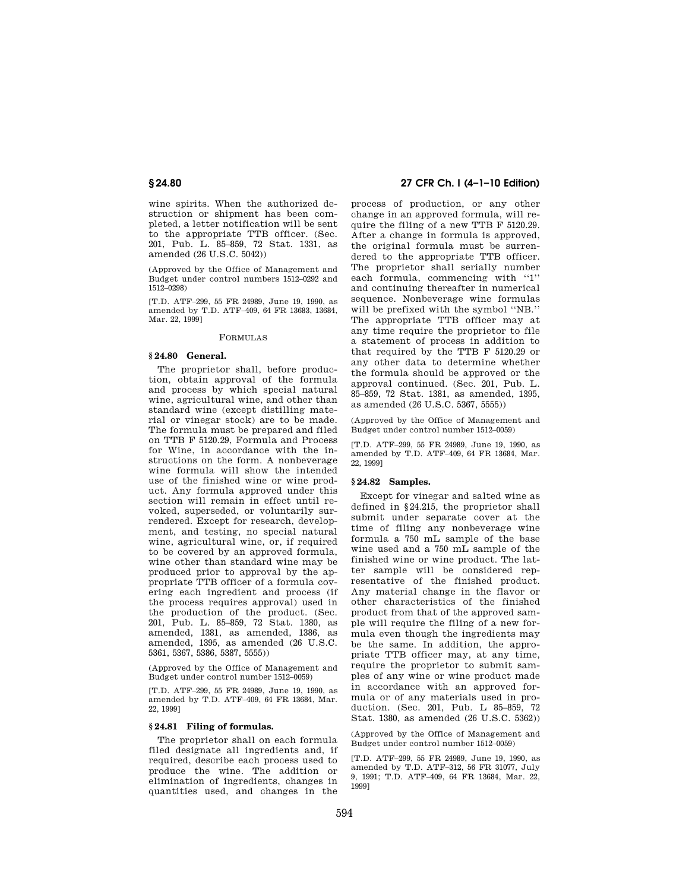wine spirits. When the authorized destruction or shipment has been completed, a letter notification will be sent to the appropriate TTB officer. (Sec. 201, Pub. L. 85–859, 72 Stat. 1331, as amended (26 U.S.C. 5042))

(Approved by the Office of Management and Budget under control numbers 1512–0292 and 1512–0298)

[T.D. ATF–299, 55 FR 24989, June 19, 1990, as amended by T.D. ATF–409, 64 FR 13683, 13684, Mar. 22, 1999]

FORMULAS

## § 24.80 General.

The proprietor shall, before production, obtain approval of the formula and process by which special natural wine, agricultural wine, and other than standard wine (except distilling material or vinegar stock) are to be made. The formula must be prepared and filed on TTB F 5120.29, Formula and Process for Wine, in accordance with the instructions on the form. A nonbeverage wine formula will show the intended use of the finished wine or wine product. Any formula approved under this section will remain in effect until revoked, superseded, or voluntarily surrendered. Except for research, development, and testing, no special natural wine, agricultural wine, or, if required to be covered by an approved formula, wine other than standard wine may be produced prior to approval by the appropriate TTB officer of a formula covering each ingredient and process (if the process requires approval) used in the production of the product. (Sec. 201, Pub. L. 85–859, 72 Stat. 1380, as amended, 1381, as amended, 1386, as amended, 1395, as amended (26 U.S.C. 5361, 5367, 5386, 5387, 5555))

(Approved by the Office of Management and Budget under control number 1512–0059)

[T.D. ATF–299, 55 FR 24989, June 19, 1990, as amended by T.D. ATF–409, 64 FR 13684, Mar. 22, 1999]

## § 24.81 Filing of formulas.

The proprietor shall on each formula filed designate all ingredients and, if required, describe each process used to produce the wine. The addition or elimination of ingredients, changes in quantities used, and changes in the process of production, or any other change in an approved formula, will require the filing of a new TTB F 5120.29. After a change in formula is approved, the original formula must be surrendered to the appropriate TTB officer. The proprietor shall serially number each formula, commencing with ''1'' and continuing thereafter in numerical sequence. Nonbeverage wine formulas will be prefixed with the symbol ''NB.'' The appropriate TTB officer may at any time require the proprietor to file a statement of process in addition to that required by the TTB F 5120.29 or any other data to determine whether the formula should be approved or the approval continued. (Sec. 201, Pub. L. 85–859, 72 Stat. 1381, as amended, 1395, as amended (26 U.S.C. 5367, 5555))

(Approved by the Office of Management and Budget under control number 1512–0059)

[T.D. ATF–299, 55 FR 24989, June 19, 1990, as amended by T.D. ATF–409, 64 FR 13684, Mar. 22, 1999]

## § 24.82 Samples.

Except for vinegar and salted wine as defined in § 24.215, the proprietor shall submit under separate cover at the time of filing any nonbeverage wine formula a 750 mL sample of the base wine used and a 750 mL sample of the finished wine or wine product. The latter sample will be considered representative of the finished product. Any material change in the flavor or other characteristics of the finished product from that of the approved sample will require the filing of a new formula even though the ingredients may be the same. In addition, the appropriate TTB officer may, at any time, require the proprietor to submit samples of any wine or wine product made in accordance with an approved formula or of any materials used in production. (Sec. 201, Pub. L 85–859, 72 Stat. 1380, as amended (26 U.S.C. 5362))

(Approved by the Office of Management and Budget under control number 1512–0059)

[T.D. ATF–299, 55 FR 24989, June 19, 1990, as amended by T.D. ATF–312, 56 FR 31077, July 9, 1991; T.D. ATF–409, 64 FR 13684, Mar. 22, 1999]